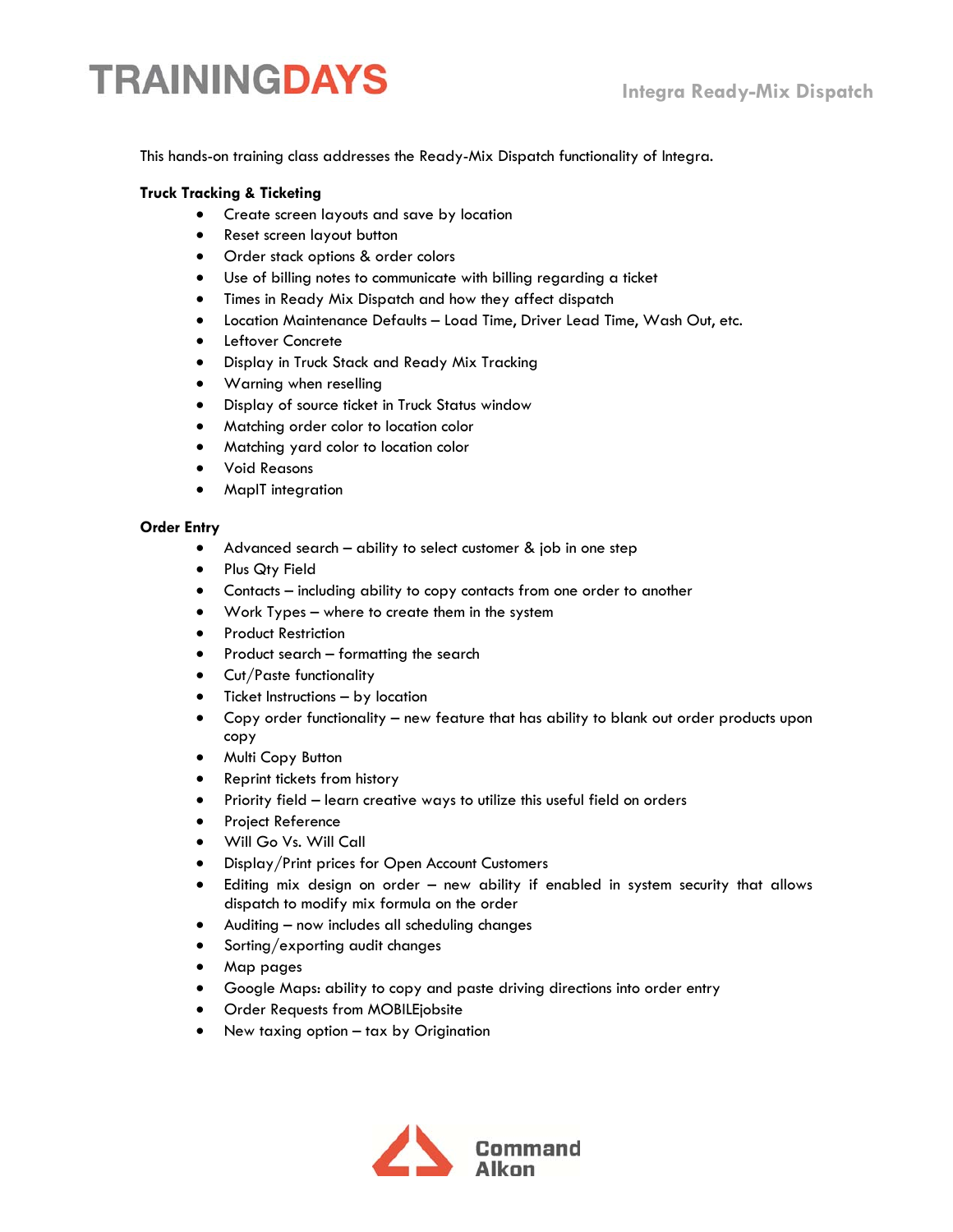# TRAININGDAYS

## Integra Ready-Mix Dispatch

This hands-on training class addresses the Ready-Mix Dispatch functionality of Integra.

**Truck Tracking & Ticketing**

- Create screen layouts and save by location
- Reset screen layout button
- Order stack options & order colors
- Use of billing notes to communicate with billing regarding a ticket
- Times in Ready Mix Dispatch and how they affect dispatch
- Location Maintenance Defaults – Load Time, Driver Lead Time, Wash Out, etc.
- Leftover Concrete
- Display in Truck Stack and Ready Mix Tracking
- Warning when reselling
- Display of source ticket in Truck Status window
- Matching order color to location color
- Matching yard color to location color
- Void Reasons
- MapIT integration

**Order Entry**

- Advanced search – ability to select customer & job in one step
- Plus Qty Field
- Contacts – including ability to copy contacts from one order to another
- Work Types – where to create them in the system
- Product Restriction
- Product search – formatting the search
- Cut/Paste functionality
- Ticket Instructions – by location
- Copy order functionality – new feature that has ability to blank out order products upon copy
- Multi Copy Button
- Reprint tickets from history
- Priority field – learn creative ways to utilize this useful field on orders
- Project Reference
- Will Go Vs. Will Call
- Display/Print prices for Open Account Customers
- Editing mix design on order – new ability if enabled in system security that allows dispatch to modify mix formula on the order
- Auditing – now includes all scheduling changes
- Sorting/exporting audit changes
- Map pages
- Google Maps: ability to copy and paste driving directions into order entry
- Order Requests from MOBILEjobsite
- New taxing option – tax by Origination

Command Alkon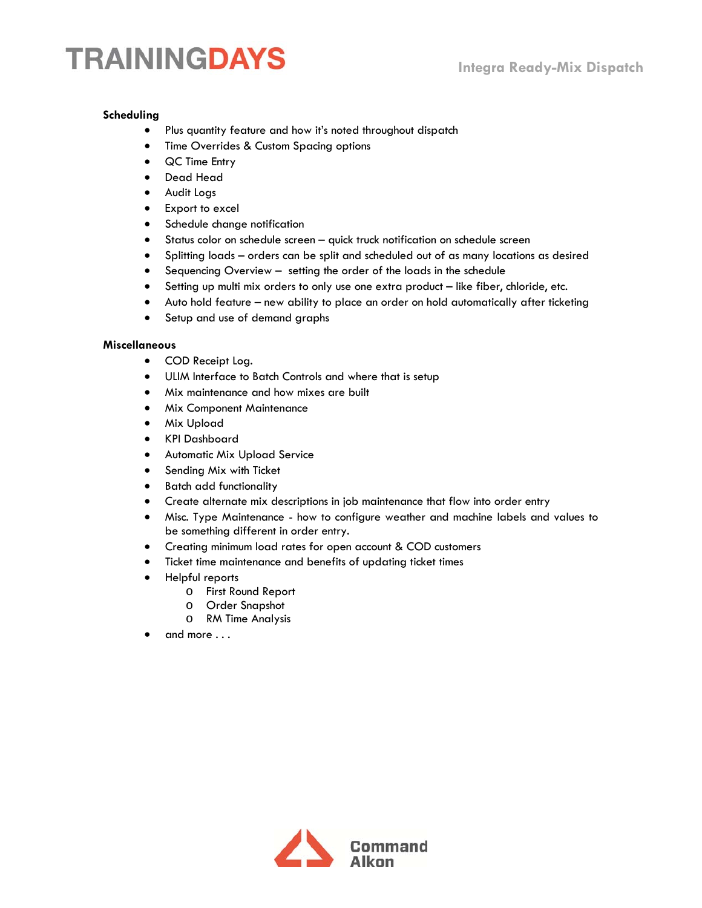**Scheduling**

- Plus quantity feature and how it's noted throughout dispatch
- Time Overrides & Custom Spacing options
- QC Time Entry
- Dead Head
- Audit Logs
- Export to excel
- Schedule change notification
- Status color on schedule screen – quick truck notification on schedule screen
- Splitting loads – orders can be split and scheduled out of as many locations as desired
- Sequencing Overview – setting the order of the loads in the schedule
- Setting up multi mix orders to only use one extra product – like fiber, chloride, etc.
- Auto hold feature – new ability to place an order on hold automatically after ticketing
- Setup and use of demand graphs

**Miscellaneous**

- COD Receipt Log.
- ULIM Interface to Batch Controls and where that is setup
- Mix maintenance and how mixes are built
- Mix Component Maintenance
- Mix Upload
- KPI Dashboard
- Automatic Mix Upload Service
- Sending Mix with Ticket
- Batch add functionality
- Create alternate mix descriptions in job maintenance that flow into order entry
- Misc. Type Maintenance - how to configure weather and machine labels and values to be something different in order entry.
- Creating minimum load rates for open account & COD customers
- Ticket time maintenance and benefits of updating ticket times
- Helpful reports
  - First Round Report
  - Order Snapshot
  - RM Time Analysis
- and more . . .